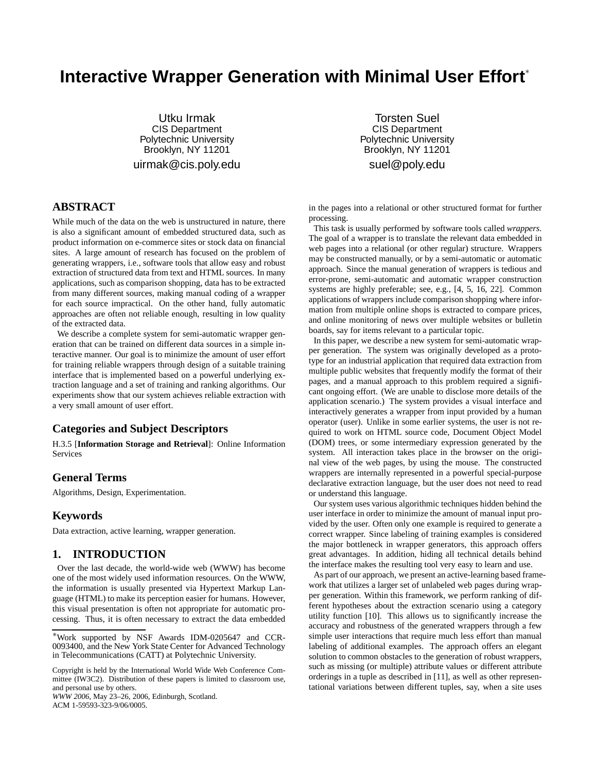# Interactive Wrapper Generation with Minimal User Effort*

Utku Irmak
CIS Department
Polytechnic University
Brooklyn, NY 11201
uirmak@cis.poly.edu

Torsten Suel
CIS Department
Polytechnic University
Brooklyn, NY 11201
suel@poly.edu

## ABSTRACT

While much of the data on the web is unstructured in nature, there is also a significant amount of embedded structured data, such as product information on e-commerce sites or stock data on financial sites. A large amount of research has focused on the problem of generating wrappers, i.e., software tools that allow easy and robust extraction of structured data from text and HTML sources. In many applications, such as comparison shopping, data has to be extracted from many different sources, making manual coding of a wrapper for each source impractical. On the other hand, fully automatic approaches are often not reliable enough, resulting in low quality of the extracted data.

We describe a complete system for semi-automatic wrapper generation that can be trained on different data sources in a simple interactive manner. Our goal is to minimize the amount of user effort for training reliable wrappers through design of a suitable training interface that is implemented based on a powerful underlying extraction language and a set of training and ranking algorithms. Our experiments show that our system achieves reliable extraction with a very small amount of user effort.

## Categories and Subject Descriptors

H.3.5 [**Information Storage and Retrieval**]: Online Information Services

## General Terms

Algorithms, Design, Experimentation.

## Keywords

Data extraction, active learning, wrapper generation.

## 1. INTRODUCTION

Over the last decade, the world-wide web (WWW) has become one of the most widely used information resources. On the WWW, the information is usually presented via Hypertext Markup Language (HTML) to make its perception easier for humans. However, this visual presentation is often not appropriate for automatic processing. Thus, it is often necessary to extract the data embedded in the pages into a relational or other structured format for further processing.

This task is usually performed by software tools called *wrappers*. The goal of a wrapper is to translate the relevant data embedded in web pages into a relational (or other regular) structure. Wrappers may be constructed manually, or by a semi-automatic or automatic approach. Since the manual generation of wrappers is tedious and error-prone, semi-automatic and automatic wrapper construction systems are highly preferable; see, e.g., [4, 5, 16, 22]. Common applications of wrappers include comparison shopping where information from multiple online shops is extracted to compare prices, and online monitoring of news over multiple websites or bulletin boards, say for items relevant to a particular topic.

In this paper, we describe a new system for semi-automatic wrapper generation. The system was originally developed as a prototype for an industrial application that required data extraction from multiple public websites that frequently modify the format of their pages, and a manual approach to this problem required a significant ongoing effort. (We are unable to disclose more details of the application scenario.) The system provides a visual interface and interactively generates a wrapper from input provided by a human operator (user). Unlike in some earlier systems, the user is not required to work on HTML source code, Document Object Model (DOM) trees, or some intermediary expression generated by the system. All interaction takes place in the browser on the original view of the web pages, by using the mouse. The constructed wrappers are internally represented in a powerful special-purpose declarative extraction language, but the user does not need to read or understand this language.

Our system uses various algorithmic techniques hidden behind the user interface in order to minimize the amount of manual input provided by the user. Often only one example is required to generate a correct wrapper. Since labeling of training examples is considered the major bottleneck in wrapper generators, this approach offers great advantages. In addition, hiding all technical details behind the interface makes the resulting tool very easy to learn and use.

As part of our approach, we present an active-learning based framework that utilizes a larger set of unlabeled web pages during wrapper generation. Within this framework, we perform ranking of different hypotheses about the extraction scenario using a category utility function [10]. This allows us to significantly increase the accuracy and robustness of the generated wrappers through a few simple user interactions that require much less effort than manual labeling of additional examples. The approach offers an elegant solution to common obstacles to the generation of robust wrappers, such as missing (or multiple) attribute values or different attribute orderings in a tuple as described in [11], as well as other representational variations between different tuples, say, when a site uses

*Work supported by NSF Awards IDM-0205647 and CCR-0093400, and the New York State Center for Advanced Technology in Telecommunications (CATT) at Polytechnic University.

Copyright is held by the International World Wide Web Conference Committee (IW3C2). Distribution of these papers is limited to classroom use, and personal use by others.
*WWW 2006*, May 23–26, 2006, Edinburgh, Scotland.
ACM 1-59593-323-9/06/0005.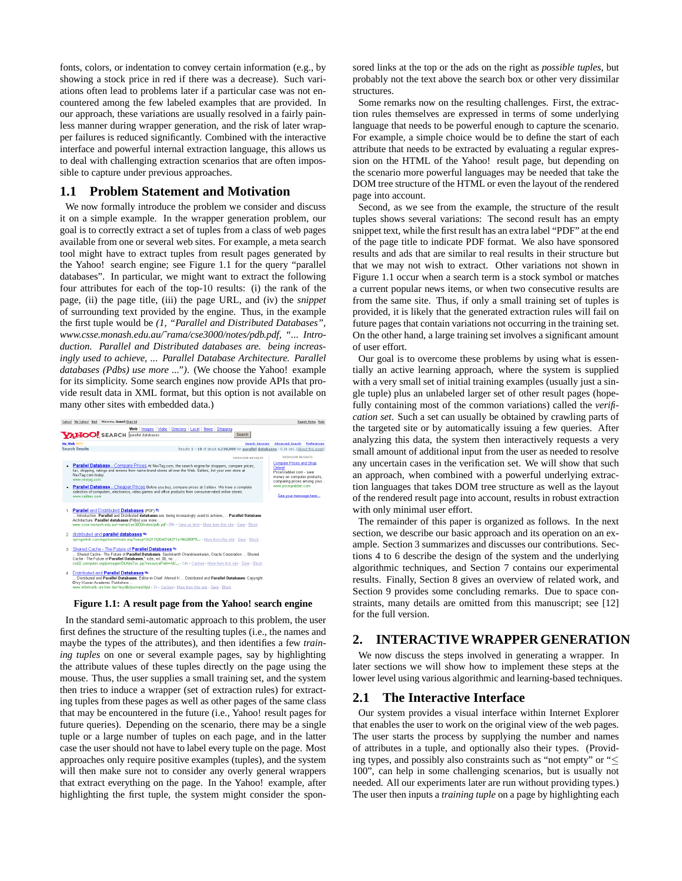fonts, colors, or indentation to convey certain information (e.g., by showing a stock price in red if there was a decrease). Such variations often lead to problems later if a particular case was not encountered among the few labeled examples that are provided. In our approach, these variations are usually resolved in a fairly painless manner during wrapper generation, and the risk of later wrapper failures is reduced significantly. Combined with the interactive interface and powerful internal extraction language, this allows us to deal with challenging extraction scenarios that are often impossible to capture under previous approaches.

## 1.1 Problem Statement and Motivation

We now formally introduce the problem we consider and discuss it on a simple example. In the wrapper generation problem, our goal is to correctly extract a set of tuples from a class of web pages available from one or several web sites. For example, a meta search tool might have to extract tuples from result pages generated by the Yahoo! search engine; see Figure 1.1 for the query "parallel databases". In particular, we might want to extract the following four attributes for each of the top-10 results: (i) the rank of the page, (ii) the page title, (iii) the page URL, and (iv) the *snippet* of surrounding text provided by the engine. Thus, in the example the first tuple would be *(1, "Parallel and Distributed Databases", www.csse.monash.edu.au/˜rama/cse3000/notes/pdb.pdf, "... Introduction. Parallel and Distributed databases are. being increasingly used to achieve, ... Parallel Database Architecture. Parallel databases (Pdbs) use more ...")*. (We choose the Yahoo! example for its simplicity. Some search engines now provide APIs that provide result data in XML format, but this option is not available on many other sites with embedded data.)

Figure 1.1: A result page from the Yahoo! search engine

In the standard semi-automatic approach to this problem, the user first defines the structure of the resulting tuples (i.e., the names and maybe the types of the attributes), and then identifies a few *training tuples* on one or several example pages, say by highlighting the attribute values of these tuples directly on the page using the mouse. Thus, the user supplies a small training set, and the system then tries to induce a wrapper (set of extraction rules) for extracting tuples from these pages as well as other pages of the same class that may be encountered in the future (i.e., Yahoo! result pages for future queries). Depending on the scenario, there may be a single tuple or a large number of tuples on each page, and in the latter case the user should not have to label every tuple on the page. Most approaches only require positive examples (tuples), and the system will then make sure not to consider any overly general wrappers that extract everything on the page. In the Yahoo! example, after highlighting the first tuple, the system might consider the sponsored links at the top or the ads on the right as *possible tuples*, but probably not the text above the search box or other very dissimilar structures.

Some remarks now on the resulting challenges. First, the extraction rules themselves are expressed in terms of some underlying language that needs to be powerful enough to capture the scenario. For example, a simple choice would be to define the start of each attribute that needs to be extracted by evaluating a regular expression on the HTML of the Yahoo! result page, but depending on the scenario more powerful languages may be needed that take the DOM tree structure of the HTML or even the layout of the rendered page into account.

Second, as we see from the example, the structure of the result tuples shows several variations: The second result has an empty snippet text, while the first result has an extra label "PDF" at the end of the page title to indicate PDF format. We also have sponsored results and ads that are similar to real results in their structure but that we may not wish to extract. Other variations not shown in Figure 1.1 occur when a search term is a stock symbol or matches a current popular news items, or when two consecutive results are from the same site. Thus, if only a small training set of tuples is provided, it is likely that the generated extraction rules will fail on future pages that contain variations not occurring in the training set. On the other hand, a large training set involves a significant amount of user effort.

Our goal is to overcome these problems by using what is essentially an active learning approach, where the system is supplied with a very small set of initial training examples (usually just a single tuple) plus an unlabeled larger set of other result pages (hopefully containing most of the common variations) called the *verification set*. Such a set can usually be obtained by crawling parts of the targeted site or by automatically issuing a few queries. After analyzing this data, the system then interactively requests a very small amount of additional input from the user as needed to resolve any uncertain cases in the verification set. We will show that such an approach, when combined with a powerful underlying extraction languages that takes DOM tree structure as well as the layout of the rendered result page into account, results in robust extraction with only minimal user effort.

The remainder of this paper is organized as follows. In the next section, we describe our basic approach and its operation on an example. Section 3 summarizes and discusses our contributions. Sections 4 to 6 describe the design of the system and the underlying algorithmic techniques, and Section 7 contains our experimental results. Finally, Section 8 gives an overview of related work, and Section 9 provides some concluding remarks. Due to space constraints, many details are omitted from this manuscript; see [12] for the full version.

# 2. INTERACTIVE WRAPPER GENERATION

We now discuss the steps involved in generating a wrapper. In later sections we will show how to implement these steps at the lower level using various algorithmic and learning-based techniques.

## 2.1 The Interactive Interface

Our system provides a visual interface within Internet Explorer that enables the user to work on the original view of the web pages. The user starts the process by supplying the number and names of attributes in a tuple, and optionally also their types. (Providing types, and possibly also constraints such as "not empty" or "$\leq$ 100", can help in some challenging scenarios, but is usually not needed. All our experiments later are run without providing types.) The user then inputs a *training tuple* on a page by highlighting each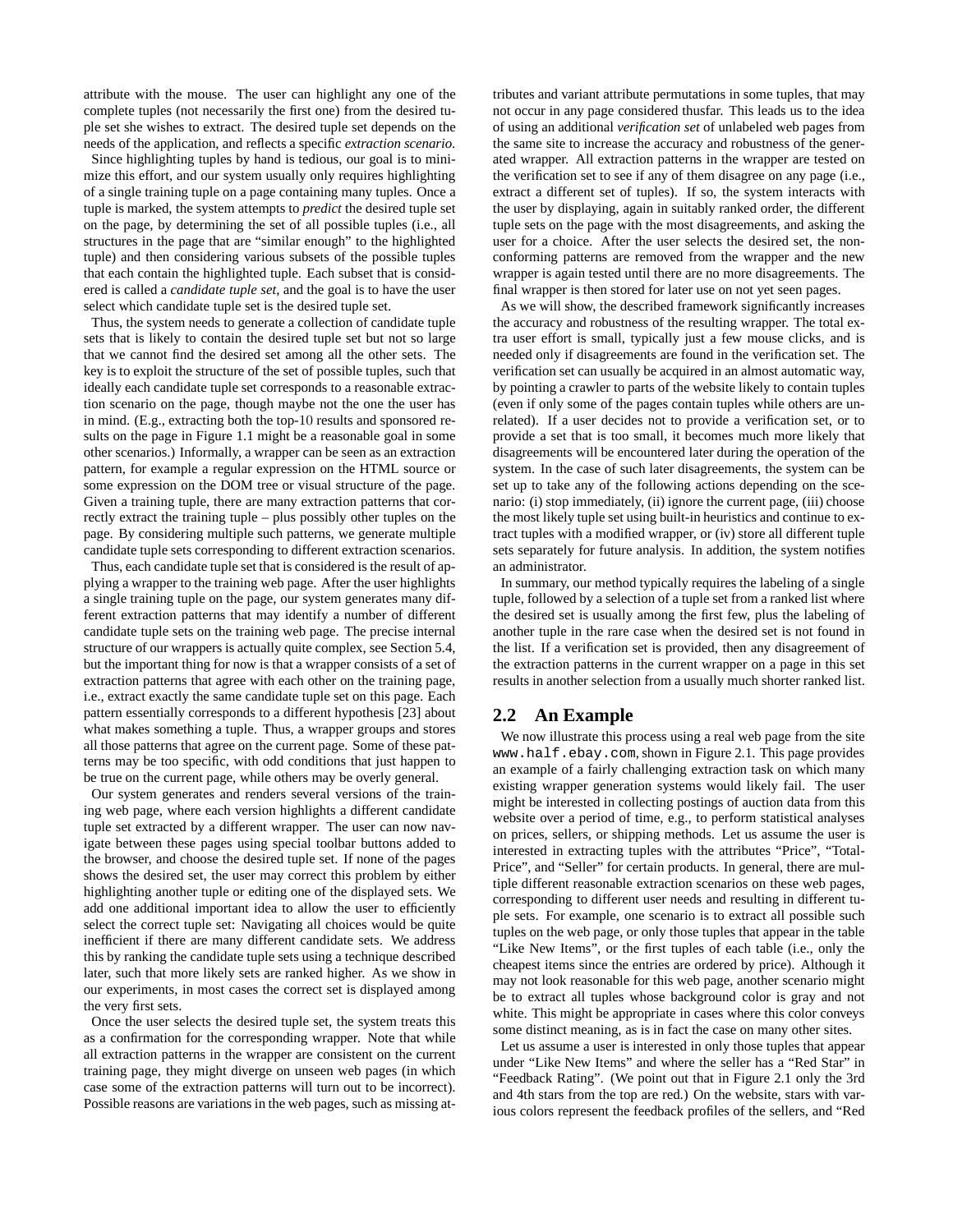attribute with the mouse. The user can highlight any one of the complete tuples (not necessarily the first one) from the desired tuple set she wishes to extract. The desired tuple set depends on the needs of the application, and reflects a specific *extraction scenario*.

Since highlighting tuples by hand is tedious, our goal is to minimize this effort, and our system usually only requires highlighting of a single training tuple on a page containing many tuples. Once a tuple is marked, the system attempts to *predict* the desired tuple set on the page, by determining the set of all possible tuples (i.e., all structures in the page that are "similar enough" to the highlighted tuple) and then considering various subsets of the possible tuples that each contain the highlighted tuple. Each subset that is considered is called a *candidate tuple set*, and the goal is to have the user select which candidate tuple set is the desired tuple set.

Thus, the system needs to generate a collection of candidate tuple sets that is likely to contain the desired tuple set but not so large that we cannot find the desired set among all the other sets. The key is to exploit the structure of the set of possible tuples, such that ideally each candidate tuple set corresponds to a reasonable extraction scenario on the page, though maybe not the one the user has in mind. (E.g., extracting both the top-10 results and sponsored results on the page in Figure 1.1 might be a reasonable goal in some other scenarios.) Informally, a wrapper can be seen as an extraction pattern, for example a regular expression on the HTML source or some expression on the DOM tree or visual structure of the page. Given a training tuple, there are many extraction patterns that correctly extract the training tuple – plus possibly other tuples on the page. By considering multiple such patterns, we generate multiple candidate tuple sets corresponding to different extraction scenarios.

Thus, each candidate tuple set that is considered is the result of applying a wrapper to the training web page. After the user highlights a single training tuple on the page, our system generates many different extraction patterns that may identify a number of different candidate tuple sets on the training web page. The precise internal structure of our wrappers is actually quite complex, see Section 5.4, but the important thing for now is that a wrapper consists of a set of extraction patterns that agree with each other on the training page, i.e., extract exactly the same candidate tuple set on this page. Each pattern essentially corresponds to a different hypothesis [23] about what makes something a tuple. Thus, a wrapper groups and stores all those patterns that agree on the current page. Some of these patterns may be too specific, with odd conditions that just happen to be true on the current page, while others may be overly general.

Our system generates and renders several versions of the training web page, where each version highlights a different candidate tuple set extracted by a different wrapper. The user can now navigate between these pages using special toolbar buttons added to the browser, and choose the desired tuple set. If none of the pages shows the desired set, the user may correct this problem by either highlighting another tuple or editing one of the displayed sets. We add one additional important idea to allow the user to efficiently select the correct tuple set: Navigating all choices would be quite inefficient if there are many different candidate sets. We address this by ranking the candidate tuple sets using a technique described later, such that more likely sets are ranked higher. As we show in our experiments, in most cases the correct set is displayed among the very first sets.

Once the user selects the desired tuple set, the system treats this as a confirmation for the corresponding wrapper. Note that while all extraction patterns in the wrapper are consistent on the current training page, they might diverge on unseen web pages (in which case some of the extraction patterns will turn out to be incorrect). Possible reasons are variations in the web pages, such as missing attributes and variant attribute permutations in some tuples, that may not occur in any page considered thusfar. This leads us to the idea of using an additional *verification set* of unlabeled web pages from the same site to increase the accuracy and robustness of the generated wrapper. All extraction patterns in the wrapper are tested on the verification set to see if any of them disagree on any page (i.e., extract a different set of tuples). If so, the system interacts with the user by displaying, again in suitably ranked order, the different tuple sets on the page with the most disagreements, and asking the user for a choice. After the user selects the desired set, the nonconforming patterns are removed from the wrapper and the new wrapper is again tested until there are no more disagreements. The final wrapper is then stored for later use on not yet seen pages.

As we will show, the described framework significantly increases the accuracy and robustness of the resulting wrapper. The total extra user effort is small, typically just a few mouse clicks, and is needed only if disagreements are found in the verification set. The verification set can usually be acquired in an almost automatic way, by pointing a crawler to parts of the website likely to contain tuples (even if only some of the pages contain tuples while others are unrelated). If a user decides not to provide a verification set, or to provide a set that is too small, it becomes much more likely that disagreements will be encountered later during the operation of the system. In the case of such later disagreements, the system can be set up to take any of the following actions depending on the scenario: (i) stop immediately, (ii) ignore the current page, (iii) choose the most likely tuple set using built-in heuristics and continue to extract tuples with a modified wrapper, or (iv) store all different tuple sets separately for future analysis. In addition, the system notifies an administrator.

In summary, our method typically requires the labeling of a single tuple, followed by a selection of a tuple set from a ranked list where the desired set is usually among the first few, plus the labeling of another tuple in the rare case when the desired set is not found in the list. If a verification set is provided, then any disagreement of the extraction patterns in the current wrapper on a page in this set results in another selection from a usually much shorter ranked list.

## 2.2 An Example

We now illustrate this process using a real web page from the site `www.half.ebay.com`, shown in Figure 2.1. This page provides an example of a fairly challenging extraction task on which many existing wrapper generation systems would likely fail. The user might be interested in collecting postings of auction data from this website over a period of time, e.g., to perform statistical analyses on prices, sellers, or shipping methods. Let us assume the user is interested in extracting tuples with the attributes "Price", "Total-Price", and "Seller" for certain products. In general, there are multiple different reasonable extraction scenarios on these web pages, corresponding to different user needs and resulting in different tuple sets. For example, one scenario is to extract all possible such tuples on the web page, or only those tuples that appear in the table "Like New Items", or the first tuples of each table (i.e., only the cheapest items since the entries are ordered by price). Although it may not look reasonable for this web page, another scenario might be to extract all tuples whose background color is gray and not white. This might be appropriate in cases where this color conveys some distinct meaning, as is in fact the case on many other sites.

Let us assume a user is interested in only those tuples that appear under "Like New Items" and where the seller has a "Red Star" in "Feedback Rating". (We point out that in Figure 2.1 only the 3rd and 4th stars from the top are red.) On the website, stars with various colors represent the feedback profiles of the sellers, and "Red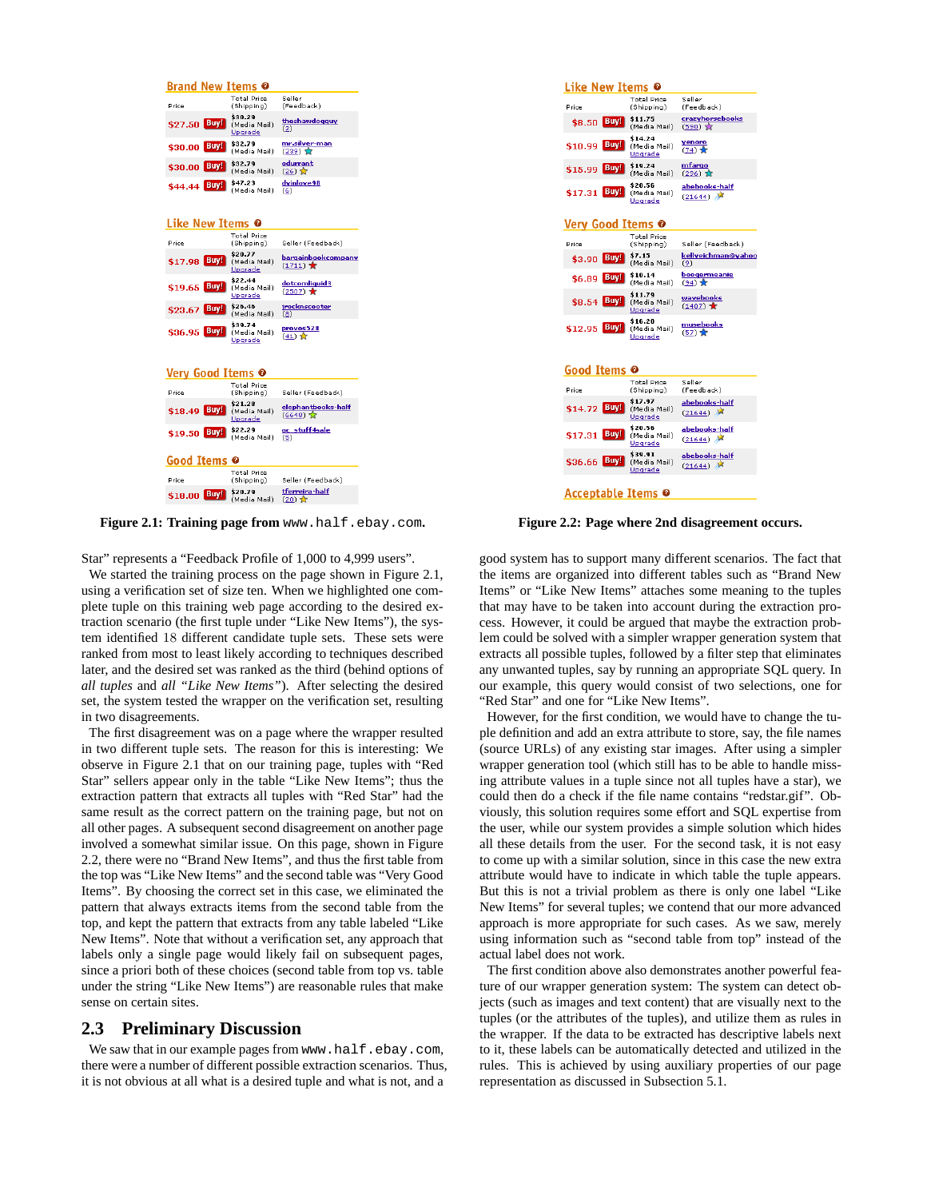Figure 2.1: Training page from www.half.ebay.com.

Figure 2.2: Page where 2nd disagreement occurs.

Star" represents a "Feedback Profile of 1,000 to 4,999 users".

We started the training process on the page shown in Figure 2.1, using a verification set of size ten. When we highlighted one complete tuple on this training web page according to the desired extraction scenario (the first tuple under "Like New Items"), the system identified 18 different candidate tuple sets. These sets were ranked from most to least likely according to techniques described later, and the desired set was ranked as the third (behind options of *all tuples* and *all "Like New Items"*). After selecting the desired set, the system tested the wrapper on the verification set, resulting in two disagreements.

The first disagreement was on a page where the wrapper resulted in two different tuple sets. The reason for this is interesting: We observe in Figure 2.1 that on our training page, tuples with "Red Star" sellers appear only in the table "Like New Items"; thus the extraction pattern that extracts all tuples with "Red Star" had the same result as the correct pattern on the training page, but not on all other pages. A subsequent second disagreement on another page involved a somewhat similar issue. On this page, shown in Figure 2.2, there were no "Brand New Items", and thus the first table from the top was "Like New Items" and the second table was "Very Good Items". By choosing the correct set in this case, we eliminated the pattern that always extracts items from the second table from the top, and kept the pattern that extracts from any table labeled "Like New Items". Note that without a verification set, any approach that labels only a single page would likely fail on subsequent pages, since a priori both of these choices (second table from top vs. table under the string "Like New Items") are reasonable rules that make sense on certain sites.

## 2.3 Preliminary Discussion

We saw that in our example pages from www.half.ebay.com, there were a number of different possible extraction scenarios. Thus, it is not obvious at all what is a desired tuple and what is not, and a good system has to support many different scenarios. The fact that the items are organized into different tables such as "Brand New Items" or "Like New Items" attaches some meaning to the tuples that may have to be taken into account during the extraction process. However, it could be argued that maybe the extraction problem could be solved with a simpler wrapper generation system that extracts all possible tuples, followed by a filter step that eliminates any unwanted tuples, say by running an appropriate SQL query. In our example, this query would consist of two selections, one for "Red Star" and one for "Like New Items".

However, for the first condition, we would have to change the tuple definition and add an extra attribute to store, say, the file names (source URLs) of any existing star images. After using a simpler wrapper generation tool (which still has to be able to handle missing attribute values in a tuple since not all tuples have a star), we could then do a check if the file name contains "redstar.gif". Obviously, this solution requires some effort and SQL expertise from the user, while our system provides a simple solution which hides all these details from the user. For the second task, it is not easy to come up with a similar solution, since in this case the new extra attribute would have to indicate in which table the tuple appears. But this is not a trivial problem as there is only one label "Like New Items" for several tuples; we contend that our more advanced approach is more appropriate for such cases. As we saw, merely using information such as "second table from top" instead of the actual label does not work.

The first condition above also demonstrates another powerful feature of our wrapper generation system: The system can detect objects (such as images and text content) that are visually next to the tuples (or the attributes of the tuples), and utilize them as rules in the wrapper. If the data to be extracted has descriptive labels next to it, these labels can be automatically detected and utilized in the rules. This is achieved by using auxiliary properties of our page representation as discussed in Subsection 5.1.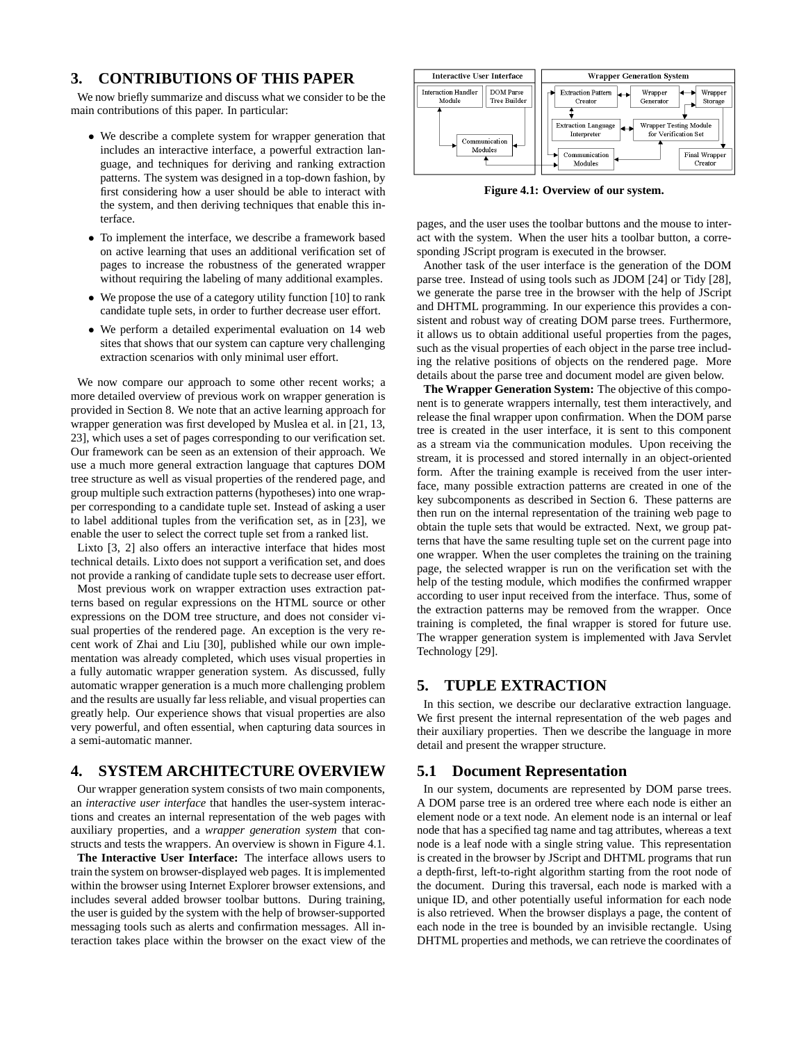## 3. CONTRIBUTIONS OF THIS PAPER

We now briefly summarize and discuss what we consider to be the main contributions of this paper. In particular:

- We describe a complete system for wrapper generation that includes an interactive interface, a powerful extraction language, and techniques for deriving and ranking extraction patterns. The system was designed in a top-down fashion, by first considering how a user should be able to interact with the system, and then deriving techniques that enable this interface.
- To implement the interface, we describe a framework based on active learning that uses an additional verification set of pages to increase the robustness of the generated wrapper without requiring the labeling of many additional examples.
- We propose the use of a category utility function [10] to rank candidate tuple sets, in order to further decrease user effort.
- We perform a detailed experimental evaluation on 14 web sites that shows that our system can capture very challenging extraction scenarios with only minimal user effort.

We now compare our approach to some other recent works; a more detailed overview of previous work on wrapper generation is provided in Section 8. We note that an active learning approach for wrapper generation was first developed by Muslea et al. in [21, 13, 23], which uses a set of pages corresponding to our verification set. Our framework can be seen as an extension of their approach. We use a much more general extraction language that captures DOM tree structure as well as visual properties of the rendered page, and group multiple such extraction patterns (hypotheses) into one wrapper corresponding to a candidate tuple set. Instead of asking a user to label additional tuples from the verification set, as in [23], we enable the user to select the correct tuple set from a ranked list.

Lixto [3, 2] also offers an interactive interface that hides most technical details. Lixto does not support a verification set, and does not provide a ranking of candidate tuple sets to decrease user effort.

Most previous work on wrapper extraction uses extraction patterns based on regular expressions on the HTML source or other expressions on the DOM tree structure, and does not consider visual properties of the rendered page. An exception is the very recent work of Zhai and Liu [30], published while our own implementation was already completed, which uses visual properties in a fully automatic wrapper generation system. As discussed, fully automatic wrapper generation is a much more challenging problem and the results are usually far less reliable, and visual properties can greatly help. Our experience shows that visual properties are also very powerful, and often essential, when capturing data sources in a semi-automatic manner.

## 4. SYSTEM ARCHITECTURE OVERVIEW

Our wrapper generation system consists of two main components, an *interactive user interface* that handles the user-system interactions and creates an internal representation of the web pages with auxiliary properties, and a *wrapper generation system* that constructs and tests the wrappers. An overview is shown in Figure 4.1.

**The Interactive User Interface:** The interface allows users to train the system on browser-displayed web pages. It is implemented within the browser using Internet Explorer browser extensions, and includes several added browser toolbar buttons. During training, the user is guided by the system with the help of browser-supported messaging tools such as alerts and confirmation messages. All interaction takes place within the browser on the exact view of the pages, and the user uses the toolbar buttons and the mouse to interact with the system. When the user hits a toolbar button, a corresponding JScript program is executed in the browser.

Interactive User Interface
Interaction Handler Module
DOM Parse Tree Builder
Communication Modules
Wrapper Generation System
Extraction Pattern Creator
Wrapper Generator
Wrapper Storage
Extraction Language Interpreter
Wrapper Testing Module for Verification Set
Communication Modules
Final Wrapper Creator

**Figure 4.1: Overview of our system.**

Another task of the user interface is the generation of the DOM parse tree. Instead of using tools such as JDOM [24] or Tidy [28], we generate the parse tree in the browser with the help of JScript and DHTML programming. In our experience this provides a consistent and robust way of creating DOM parse trees. Furthermore, it allows us to obtain additional useful properties from the pages, such as the visual properties of each object in the parse tree including the relative positions of objects on the rendered page. More details about the parse tree and document model are given below.

**The Wrapper Generation System:** The objective of this component is to generate wrappers internally, test them interactively, and release the final wrapper upon confirmation. When the DOM parse tree is created in the user interface, it is sent to this component as a stream via the communication modules. Upon receiving the stream, it is processed and stored internally in an object-oriented form. After the training example is received from the user interface, many possible extraction patterns are created in one of the key subcomponents as described in Section 6. These patterns are then run on the internal representation of the training web page to obtain the tuple sets that would be extracted. Next, we group patterns that have the same resulting tuple set on the current page into one wrapper. When the user completes the training on the training page, the selected wrapper is run on the verification set with the help of the testing module, which modifies the confirmed wrapper according to user input received from the interface. Thus, some of the extraction patterns may be removed from the wrapper. Once training is completed, the final wrapper is stored for future use. The wrapper generation system is implemented with Java Servlet Technology [29].

## 5. TUPLE EXTRACTION

In this section, we describe our declarative extraction language. We first present the internal representation of the web pages and their auxiliary properties. Then we describe the language in more detail and present the wrapper structure.

### 5.1 Document Representation

In our system, documents are represented by DOM parse trees. A DOM parse tree is an ordered tree where each node is either an element node or a text node. An element node is an internal or leaf node that has a specified tag name and tag attributes, whereas a text node is a leaf node with a single string value. This representation is created in the browser by JScript and DHTML programs that run a depth-first, left-to-right algorithm starting from the root node of the document. During this traversal, each node is marked with a unique ID, and other potentially useful information for each node is also retrieved. When the browser displays a page, the content of each node in the tree is bounded by an invisible rectangle. Using DHTML properties and methods, we can retrieve the coordinates of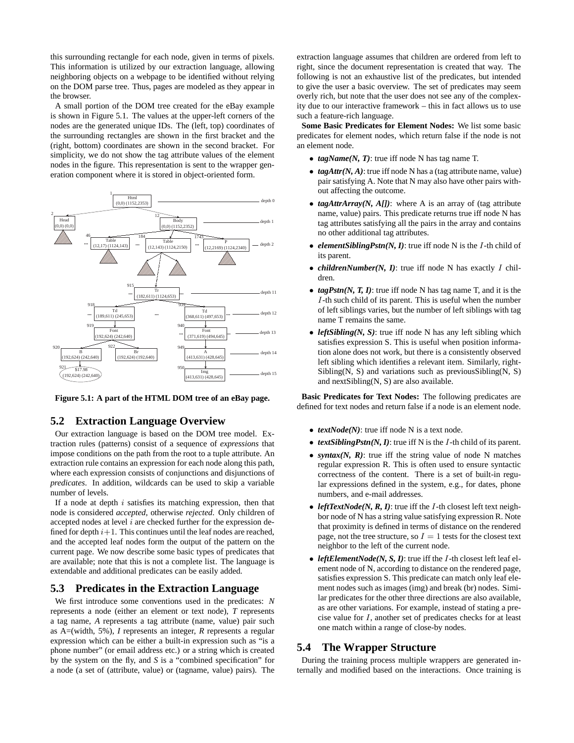this surrounding rectangle for each node, given in terms of pixels. This information is utilized by our extraction language, allowing neighboring objects on a webpage to be identified without relying on the DOM parse tree. Thus, pages are modeled as they appear in the browser.

A small portion of the DOM tree created for the eBay example is shown in Figure 5.1. The values at the upper-left corners of the nodes are the generated unique IDs. The (left, top) coordinates of the surrounding rectangles are shown in the first bracket and the (right, bottom) coordinates are shown in the second bracket. For simplicity, we do not show the tag attribute values of the element nodes in the figure. This representation is sent to the wrapper generation component where it is stored in object-oriented form.

**Figure 5.1: A part of the HTML DOM tree of an eBay page.**

## 5.2 Extraction Language Overview

Our extraction language is based on the DOM tree model. Extraction rules (patterns) consist of a sequence of *expressions* that impose conditions on the path from the root to a tuple attribute. An extraction rule contains an expression for each node along this path, where each expression consists of conjunctions and disjunctions of *predicates*. In addition, wildcards can be used to skip a variable number of levels.

If a node at depth $i$ satisfies its matching expression, then that node is considered *accepted*, otherwise *rejected*. Only children of accepted nodes at level $i$ are checked further for the expression defined for depth $i+1$. This continues until the leaf nodes are reached, and the accepted leaf nodes form the output of the pattern on the current page. We now describe some basic types of predicates that are available; note that this is not a complete list. The language is extendable and additional predicates can be easily added.

## 5.3 Predicates in the Extraction Language

We first introduce some conventions used in the predicates: *N* represents a node (either an element or text node), *T* represents a tag name, *A* represents a tag attribute (name, value) pair such as A=(width, 5%), *I* represents an integer, *R* represents a regular expression which can be either a built-in expression such as "is a phone number" (or email address etc.) or a string which is created by the system on the fly, and *S* is a "combined specification" for a node (a set of (attribute, value) or (tagname, value) pairs). The extraction language assumes that children are ordered from left to right, since the document representation is created that way. The following is not an exhaustive list of the predicates, but intended to give the user a basic overview. The set of predicates may seem overly rich, but note that the user does not see any of the complexity due to our interactive framework – this in fact allows us to use such a feature-rich language.

**Some Basic Predicates for Element Nodes:** We list some basic predicates for element nodes, which return false if the node is not an element node.

- ***tagName(N, T)***: true iff node N has tag name T.
- ***tagAttr(N, A)***: true iff node N has a (tag attribute name, value) pair satisfying A. Note that N may also have other pairs without affecting the outcome.
- ***tagAttrArray(N, A[])***: where A is an array of (tag attribute name, value) pairs. This predicate returns true iff node N has tag attributes satisfying all the pairs in the array and contains no other additional tag attributes.
- ***elementSiblingPstn(N, I)***: true iff node N is the $I$-th child of its parent.
- ***childrenNumber(N, I)***: true iff node N has exactly $I$ children.
- ***tagPstn(N, T, I)***: true iff node N has tag name T, and it is the $I$-th such child of its parent. This is useful when the number of left siblings varies, but the number of left siblings with tag name T remains the same.
- ***leftSibling(N, S)***: true iff node N has any left sibling which satisfies expression S. This is useful when position information alone does not work, but there is a consistently observed left sibling which identifies a relevant item. Similarly, rightSibling(N, S) and variations such as previousSibling(N, S) and nextSibling(N, S) are also available.

**Basic Predicates for Text Nodes:** The following predicates are defined for text nodes and return false if a node is an element node.

- ***textNode(N)***: true iff node N is a text node.
- ***textSiblingPstn(N, I)***: true iff N is the $I$-th child of its parent.
- ***syntax(N, R)***: true iff the string value of node N matches regular expression R. This is often used to ensure syntactic correctness of the content. There is a set of built-in regular expressions defined in the system, e.g., for dates, phone numbers, and e-mail addresses.
- ***leftTextNode(N, R, I)***: true iff the $I$-th closest left text neighbor node of N has a string value satisfying expression R. Note that proximity is defined in terms of distance on the rendered page, not the tree structure, so $I = 1$ tests for the closest text neighbor to the left of the current node.
- ***leftElementNode(N, S, I)***: true iff the $I$-th closest left leaf element node of N, according to distance on the rendered page, satisfies expression S. This predicate can match only leaf element nodes such as images (img) and break (br) nodes. Similar predicates for the other three directions are also available, as are other variations. For example, instead of stating a precise value for $I$, another set of predicates checks for at least one match within a range of close-by nodes.

## 5.4 The Wrapper Structure

During the training process multiple wrappers are generated internally and modified based on the interactions. Once training is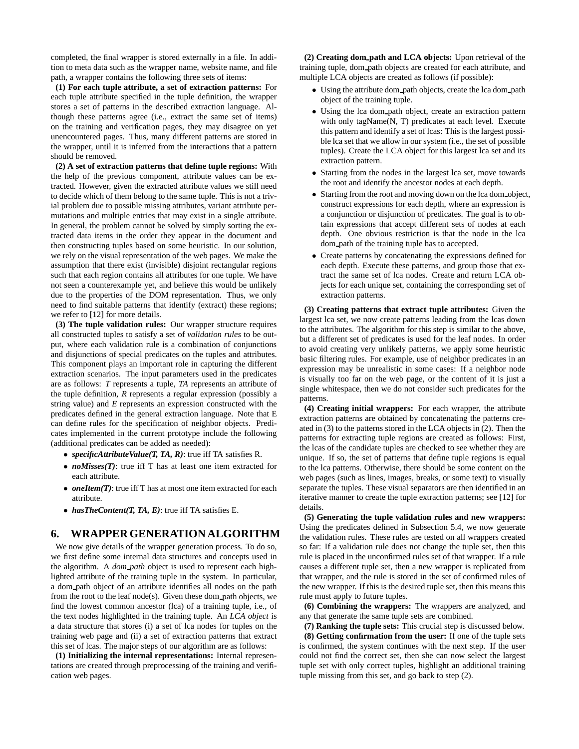completed, the final wrapper is stored externally in a file. In addition to meta data such as the wrapper name, website name, and file path, a wrapper contains the following three sets of items:

**(1) For each tuple attribute, a set of extraction patterns:** For each tuple attribute specified in the tuple definition, the wrapper stores a set of patterns in the described extraction language. Although these patterns agree (i.e., extract the same set of items) on the training and verification pages, they may disagree on yet unencountered pages. Thus, many different patterns are stored in the wrapper, until it is inferred from the interactions that a pattern should be removed.

**(2) A set of extraction patterns that define tuple regions:** With the help of the previous component, attribute values can be extracted. However, given the extracted attribute values we still need to decide which of them belong to the same tuple. This is not a trivial problem due to possible missing attributes, variant attribute permutations and multiple entries that may exist in a single attribute. In general, the problem cannot be solved by simply sorting the extracted data items in the order they appear in the document and then constructing tuples based on some heuristic. In our solution, we rely on the visual representation of the web pages. We make the assumption that there exist (invisible) disjoint rectangular regions such that each region contains all attributes for one tuple. We have not seen a counterexample yet, and believe this would be unlikely due to the properties of the DOM representation. Thus, we only need to find suitable patterns that identify (extract) these regions; we refer to [12] for more details.

**(3) The tuple validation rules:** Our wrapper structure requires all constructed tuples to satisfy a set of *validation rules* to be output, where each validation rule is a combination of conjunctions and disjunctions of special predicates on the tuples and attributes. This component plays an important role in capturing the different extraction scenarios. The input parameters used in the predicates are as follows: *T* represents a tuple, *TA* represents an attribute of the tuple definition, *R* represents a regular expression (possibly a string value) and *E* represents an expression constructed with the predicates defined in the general extraction language. Note that E can define rules for the specification of neighbor objects. Predicates implemented in the current prototype include the following (additional predicates can be added as needed):

- ***specificAttributeValue(T, TA, R)***: true iff TA satisfies R.
- ***noMisses(T)***: true iff T has at least one item extracted for each attribute.
- ***oneItem(T)***: true iff T has at most one item extracted for each attribute.
- ***hasTheContent(T, TA, E)***: true iff TA satisfies E.

## 6. WRAPPER GENERATION ALGORITHM

We now give details of the wrapper generation process. To do so, we first define some internal data structures and concepts used in the algorithm. A *dom_path* object is used to represent each highlighted attribute of the training tuple in the system. In particular, a dom_path object of an attribute identifies all nodes on the path from the root to the leaf node(s). Given these dom_path objects, we find the lowest common ancestor (lca) of a training tuple, i.e., of the text nodes highlighted in the training tuple. An *LCA object* is a data structure that stores (i) a set of lca nodes for tuples on the training web page and (ii) a set of extraction patterns that extract this set of lcas. The major steps of our algorithm are as follows:

**(1) Initializing the internal representations:** Internal representations are created through preprocessing of the training and verification web pages.

**(2) Creating dom_path and LCA objects:** Upon retrieval of the training tuple, dom_path objects are created for each attribute, and multiple LCA objects are created as follows (if possible):

- Using the attribute dom_path objects, create the lca dom_path object of the training tuple.
- Using the lca dom_path object, create an extraction pattern with only tagName(N, T) predicates at each level. Execute this pattern and identify a set of lcas: This is the largest possible lca set that we allow in our system (i.e., the set of possible tuples). Create the LCA object for this largest lca set and its extraction pattern.
- Starting from the nodes in the largest lca set, move towards the root and identify the ancestor nodes at each depth.
- Starting from the root and moving down on the lca dom_object, construct expressions for each depth, where an expression is a conjunction or disjunction of predicates. The goal is to obtain expressions that accept different sets of nodes at each depth. One obvious restriction is that the node in the lca dom_path of the training tuple has to accepted.
- Create patterns by concatenating the expressions defined for each depth. Execute these patterns, and group those that extract the same set of lca nodes. Create and return LCA objects for each unique set, containing the corresponding set of extraction patterns.

**(3) Creating patterns that extract tuple attributes:** Given the largest lca set, we now create patterns leading from the lcas down to the attributes. The algorithm for this step is similar to the above, but a different set of predicates is used for the leaf nodes. In order to avoid creating very unlikely patterns, we apply some heuristic basic filtering rules. For example, use of neighbor predicates in an expression may be unrealistic in some cases: If a neighbor node is visually too far on the web page, or the content of it is just a single whitespace, then we do not consider such predicates for the patterns.

**(4) Creating initial wrappers:** For each wrapper, the attribute extraction patterns are obtained by concatenating the patterns created in (3) to the patterns stored in the LCA objects in (2). Then the patterns for extracting tuple regions are created as follows: First, the lcas of the candidate tuples are checked to see whether they are unique. If so, the set of patterns that define tuple regions is equal to the lca patterns. Otherwise, there should be some content on the web pages (such as lines, images, breaks, or some text) to visually separate the tuples. These visual separators are then identified in an iterative manner to create the tuple extraction patterns; see [12] for details.

**(5) Generating the tuple validation rules and new wrappers:** Using the predicates defined in Subsection 5.4, we now generate the validation rules. These rules are tested on all wrappers created so far: If a validation rule does not change the tuple set, then this rule is placed in the unconfirmed rules set of that wrapper. If a rule causes a different tuple set, then a new wrapper is replicated from that wrapper, and the rule is stored in the set of confirmed rules of the new wrapper. If this is the desired tuple set, then this means this rule must apply to future tuples.

**(6) Combining the wrappers:** The wrappers are analyzed, and any that generate the same tuple sets are combined.

**(7) Ranking the tuple sets:** This crucial step is discussed below.

**(8) Getting confirmation from the user:** If one of the tuple sets is confirmed, the system continues with the next step. If the user could not find the correct set, then she can now select the largest tuple set with only correct tuples, highlight an additional training tuple missing from this set, and go back to step (2).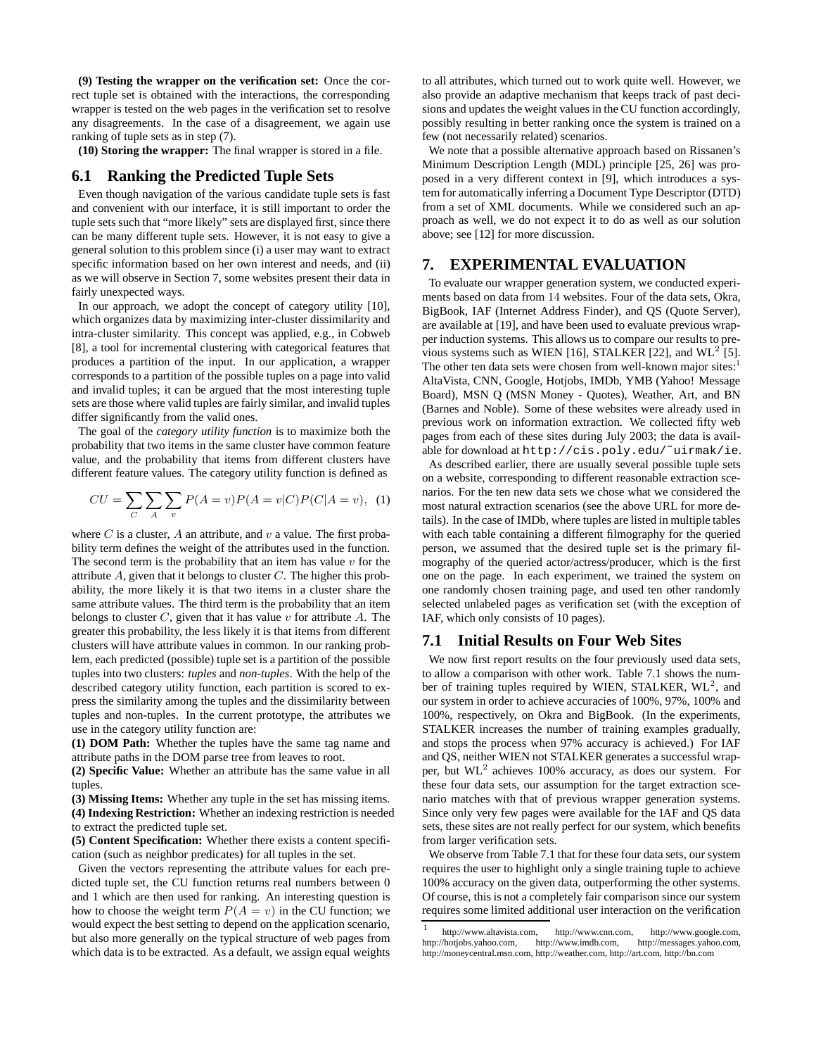**(9) Testing the wrapper on the verification set:** Once the correct tuple set is obtained with the interactions, the corresponding wrapper is tested on the web pages in the verification set to resolve any disagreements. In the case of a disagreement, we again use ranking of tuple sets as in step (7).

**(10) Storing the wrapper:** The final wrapper is stored in a file.

## 6.1 Ranking the Predicted Tuple Sets

Even though navigation of the various candidate tuple sets is fast and convenient with our interface, it is still important to order the tuple sets such that "more likely" sets are displayed first, since there can be many different tuple sets. However, it is not easy to give a general solution to this problem since (i) a user may want to extract specific information based on her own interest and needs, and (ii) as we will observe in Section 7, some websites present their data in fairly unexpected ways.

In our approach, we adopt the concept of category utility [10], which organizes data by maximizing inter-cluster dissimilarity and intra-cluster similarity. This concept was applied, e.g., in Cobweb [8], a tool for incremental clustering with categorical features that produces a partition of the input. In our application, a wrapper corresponds to a partition of the possible tuples on a page into valid and invalid tuples; it can be argued that the most interesting tuple sets are those where valid tuples are fairly similar, and invalid tuples differ significantly from the valid ones.

The goal of the *category utility function* is to maximize both the probability that two items in the same cluster have common feature value, and the probability that items from different clusters have different feature values. The category utility function is defined as

$$CU = \sum_{C} \sum_{A} \sum_{v} P(A = v) P(A = v|C) P(C|A = v), \quad (1)$$

where $C$ is a cluster, $A$ an attribute, and $v$ a value. The first probability term defines the weight of the attributes used in the function. The second term is the probability that an item has value $v$ for the attribute $A$, given that it belongs to cluster $C$. The higher this probability, the more likely it is that two items in a cluster share the same attribute values. The third term is the probability that an item belongs to cluster $C$, given that it has value $v$ for attribute $A$. The greater this probability, the less likely it is that items from different clusters will have attribute values in common. In our ranking problem, each predicted (possible) tuple set is a partition of the possible tuples into two clusters: *tuples* and *non-tuples*. With the help of the described category utility function, each partition is scored to express the similarity among the tuples and the dissimilarity between tuples and non-tuples. In the current prototype, the attributes we use in the category utility function are:

**(1) DOM Path:** Whether the tuples have the same tag name and attribute paths in the DOM parse tree from leaves to root.

**(2) Specific Value:** Whether an attribute has the same value in all tuples.

**(3) Missing Items:** Whether any tuple in the set has missing items.

**(4) Indexing Restriction:** Whether an indexing restriction is needed to extract the predicted tuple set.

**(5) Content Specification:** Whether there exists a content specification (such as neighbor predicates) for all tuples in the set.

Given the vectors representing the attribute values for each predicted tuple set, the CU function returns real numbers between 0 and 1 which are then used for ranking. An interesting question is how to choose the weight term $P(A = v)$ in the CU function; we would expect the best setting to depend on the application scenario, but also more generally on the typical structure of web pages from which data is to be extracted. As a default, we assign equal weights to all attributes, which turned out to work quite well. However, we also provide an adaptive mechanism that keeps track of past decisions and updates the weight values in the CU function accordingly, possibly resulting in better ranking once the system is trained on a few (not necessarily related) scenarios.

We note that a possible alternative approach based on Rissanen's Minimum Description Length (MDL) principle [25, 26] was proposed in a very different context in [9], which introduces a system for automatically inferring a Document Type Descriptor (DTD) from a set of XML documents. While we considered such an approach as well, we do not expect it to do as well as our solution above; see [12] for more discussion.

# 7. EXPERIMENTAL EVALUATION

To evaluate our wrapper generation system, we conducted experiments based on data from 14 websites. Four of the data sets, Okra, BigBook, IAF (Internet Address Finder), and QS (Quote Server), are available at [19], and have been used to evaluate previous wrapper induction systems. This allows us to compare our results to previous systems such as WIEN [16], STALKER [22], and $\text{WL}^2$ [5]. The other ten data sets were chosen from well-known major sites:[1] AltaVista, CNN, Google, Hotjobs, IMDb, YMB (Yahoo! Message Board), MSN Q (MSN Money - Quotes), Weather, Art, and BN (Barnes and Noble). Some of these websites were already used in previous work on information extraction. We collected fifty web pages from each of these sites during July 2003; the data is available for download at `http://cis.poly.edu/~uirmak/ie`.

As described earlier, there are usually several possible tuple sets on a website, corresponding to different reasonable extraction scenarios. For the ten new data sets we chose what we considered the most natural extraction scenarios (see the above URL for more details). In the case of IMDb, where tuples are listed in multiple tables with each table containing a different filmography for the queried person, we assumed that the desired tuple set is the primary filmography of the queried actor/actress/producer, which is the first one on the page. In each experiment, we trained the system on one randomly chosen training page, and used ten other randomly selected unlabeled pages as verification set (with the exception of IAF, which only consists of 10 pages).

## 7.1 Initial Results on Four Web Sites

We now first report results on the four previously used data sets, to allow a comparison with other work. Table 7.1 shows the number of training tuples required by WIEN, STALKER, $\text{WL}^2$, and our system in order to achieve accuracies of 100%, 97%, 100% and 100%, respectively, on Okra and BigBook. (In the experiments, STALKER increases the number of training examples gradually, and stops the process when 97% accuracy is achieved.) For IAF and QS, neither WIEN nor STALKER generates a successful wrapper, but $\text{WL}^2$ achieves 100% accuracy, as does our system. For these four data sets, our assumption for the target extraction scenario matches with that of previous wrapper generation systems. Since only very few pages were available for the IAF and QS data sets, these sites are not really perfect for our system, which benefits from larger verification sets.

We observe from Table 7.1 that for these four data sets, our system requires the user to highlight only a single training tuple to achieve 100% accuracy on the given data, outperforming the other systems. Of course, this is not a completely fair comparison since our system requires some limited additional user interaction on the verification

[1] http://www.altavista.com, http://www.cnn.com, http://www.google.com, http://hotjobs.yahoo.com, http://www.imdb.com, http://messages.yahoo.com, http://moneycentral.msn.com, http://weather.com, http://art.com, http://bn.com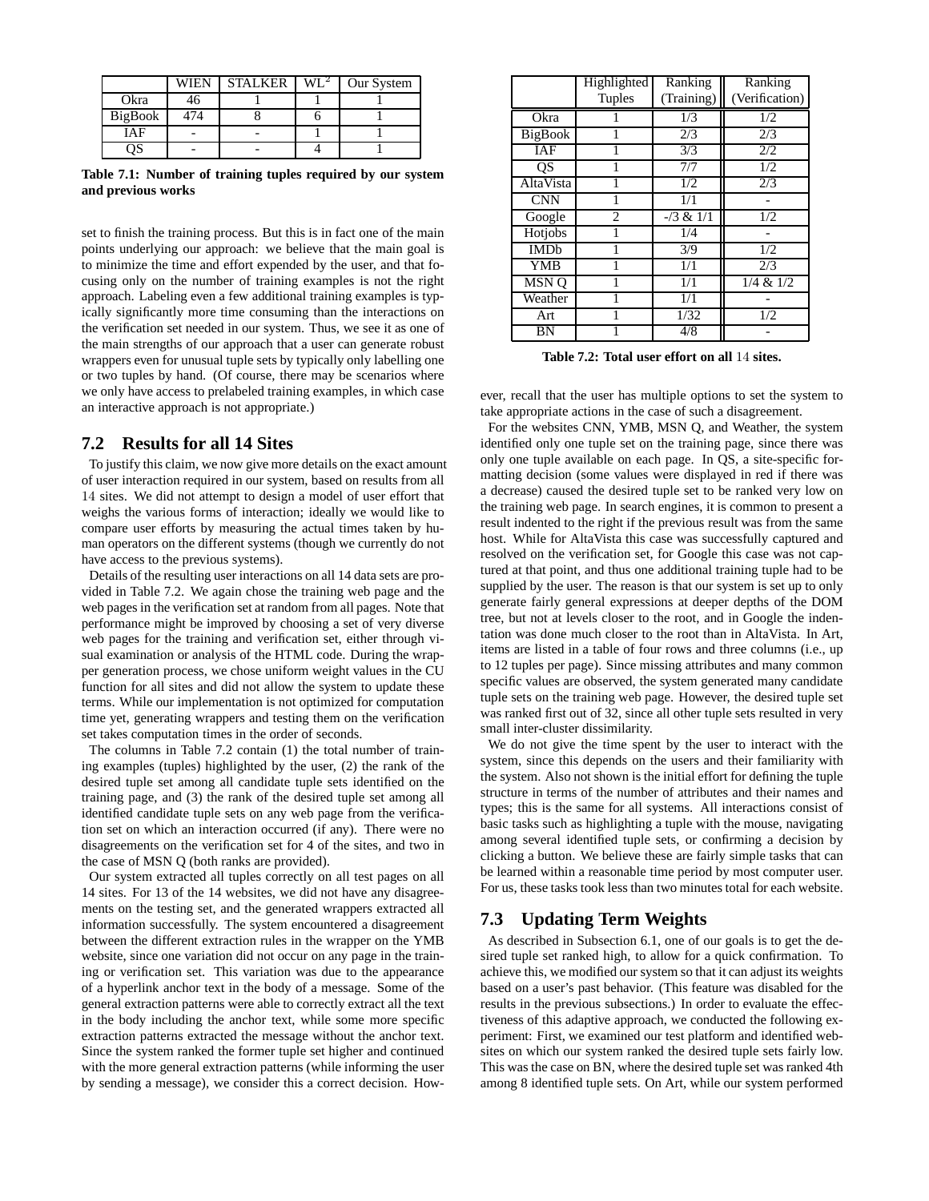|  | WIEN | STALKER | $WL^2$ | Our System |
| --- | --- | --- | --- | --- |
| Okra | 46 | 1 | 1 | 1 |
| BigBook | 474 | 8 | 6 | 1 |
| IAF | - | - | 1 | 1 |
| QS | - | - | 4 | 1 |

**Table 7.1: Number of training tuples required by our system and previous works**

set to finish the training process. But this is in fact one of the main points underlying our approach: we believe that the main goal is to minimize the time and effort expended by the user, and that focusing only on the number of training examples is not the right approach. Labeling even a few additional training examples is typically significantly more time consuming than the interactions on the verification set needed in our system. Thus, we see it as one of the main strengths of our approach that a user can generate robust wrappers even for unusual tuple sets by typically only labelling one or two tuples by hand. (Of course, there may be scenarios where we only have access to prelabeled training examples, in which case an interactive approach is not appropriate.)

## 7.2 Results for all 14 Sites

To justify this claim, we now give more details on the exact amount of user interaction required in our system, based on results from all 14 sites. We did not attempt to design a model of user effort that weighs the various forms of interaction; ideally we would like to compare user efforts by measuring the actual times taken by human operators on the different systems (though we currently do not have access to the previous systems).

Details of the resulting user interactions on all 14 data sets are provided in Table 7.2. We again chose the training web page and the web pages in the verification set at random from all pages. Note that performance might be improved by choosing a set of very diverse web pages for the training and verification set, either through visual examination or analysis of the HTML code. During the wrapper generation process, we chose uniform weight values in the CU function for all sites and did not allow the system to update these terms. While our implementation is not optimized for computation time yet, generating wrappers and testing them on the verification set takes computation times in the order of seconds.

The columns in Table 7.2 contain (1) the total number of training examples (tuples) highlighted by the user, (2) the rank of the desired tuple set among all candidate tuple sets identified on the training page, and (3) the rank of the desired tuple set among all identified candidate tuple sets on any web page from the verification set on which an interaction occurred (if any). There were no disagreements on the verification set for 4 of the sites, and two in the case of MSN Q (both ranks are provided).

Our system extracted all tuples correctly on all test pages on all 14 sites. For 13 of the 14 websites, we did not have any disagreements on the testing set, and the generated wrappers extracted all information successfully. The system encountered a disagreement between the different extraction rules in the wrapper on the YMB website, since one variation did not occur on any page in the training or verification set. This variation was due to the appearance of a hyperlink anchor text in the body of a message. Some of the general extraction patterns were able to correctly extract all the text in the body including the anchor text, while some more specific extraction patterns extracted the message without the anchor text. Since the system ranked the former tuple set higher and continued with the more general extraction patterns (while informing the user by sending a message), we consider this a correct decision. However, recall that the user has multiple options to set the system to take appropriate actions in the case of such a disagreement.

|  | Highlighted Tuples | Ranking (Training) | Ranking (Verification) |
| --- | --- | --- | --- |
| Okra | 1 | 1/3 | 1/2 |
| BigBook | 1 | 2/3 | 2/3 |
| IAF | 1 | 3/3 | 2/2 |
| QS | 1 | 7/7 | 1/2 |
| AltaVista | 1 | 1/2 | 2/3 |
| CNN | 1 | 1/1 | - |
| Google | 2 | -/3 & 1/1 | 1/2 |
| Hotjobs | 1 | 1/4 | - |
| IMDb | 1 | 3/9 | 1/2 |
| YMB | 1 | 1/1 | 2/3 |
| MSN Q | 1 | 1/1 | 1/4 & 1/2 |
| Weather | 1 | 1/1 | - |
| Art | 1 | 1/32 | 1/2 |
| BN | 1 | 4/8 | - |

**Table 7.2: Total user effort on all 14 sites.**

For the websites CNN, YMB, MSN Q, and Weather, the system identified only one tuple set on the training page, since there was only one tuple available on each page. In QS, a site-specific formatting decision (some values were displayed in red if there was a decrease) caused the desired tuple set to be ranked very low on the training web page. In search engines, it is common to present a result indented to the right if the previous result was from the same host. While for AltaVista this case was successfully captured and resolved on the verification set, for Google this case was not captured at that point, and thus one additional training tuple had to be supplied by the user. The reason is that our system is set up to only generate fairly general expressions at deeper depths of the DOM tree, but not at levels closer to the root, and in Google the indentation was done much closer to the root than in AltaVista. In Art, items are listed in a table of four rows and three columns (i.e., up to 12 tuples per page). Since missing attributes and many common specific values are observed, the system generated many candidate tuple sets on the training web page. However, the desired tuple set was ranked first out of 32, since all other tuple sets resulted in very small inter-cluster dissimilarity.

We do not give the time spent by the user to interact with the system, since this depends on the users and their familiarity with the system. Also not shown is the initial effort for defining the tuple structure in terms of the number of attributes and their names and types; this is the same for all systems. All interactions consist of basic tasks such as highlighting a tuple with the mouse, navigating among several identified tuple sets, or confirming a decision by clicking a button. We believe these are fairly simple tasks that can be learned within a reasonable time period by most computer user. For us, these tasks took less than two minutes total for each website.

## 7.3 Updating Term Weights

As described in Subsection 6.1, one of our goals is to get the desired tuple set ranked high, to allow for a quick confirmation. To achieve this, we modified our system so that it can adjust its weights based on a user's past behavior. (This feature was disabled for the results in the previous subsections.) In order to evaluate the effectiveness of this adaptive approach, we conducted the following experiment: First, we examined our test platform and identified websites on which our system ranked the desired tuple sets fairly low. This was the case on BN, where the desired tuple set was ranked 4th among 8 identified tuple sets. On Art, while our system performed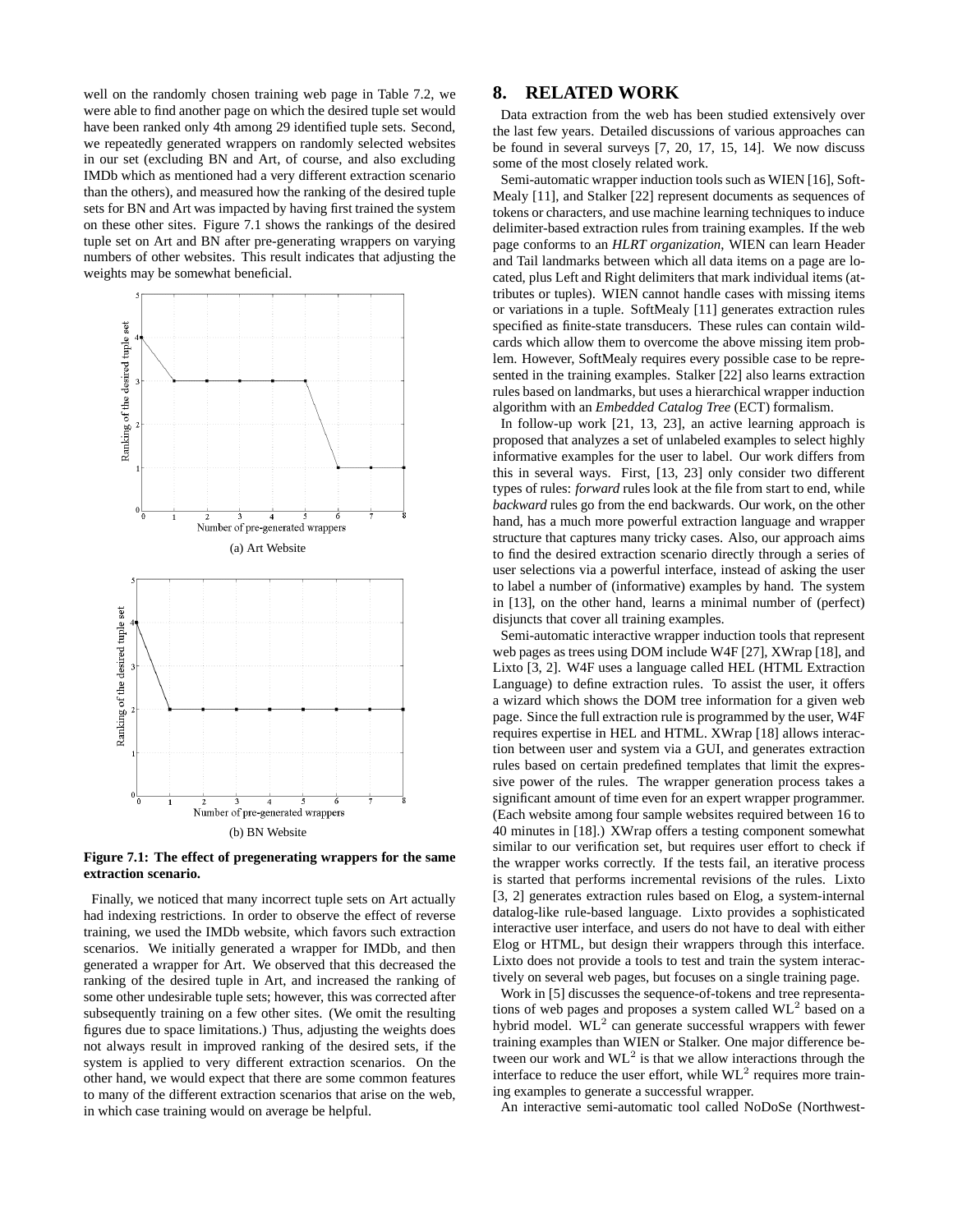well on the randomly chosen training web page in Table 7.2, we were able to find another page on which the desired tuple set would have been ranked only 4th among 29 identified tuple sets. Second, we repeatedly generated wrappers on randomly selected websites in our set (excluding BN and Art, of course, and also excluding IMDb which as mentioned had a very different extraction scenario than the others), and measured how the ranking of the desired tuple sets for BN and Art was impacted by having first trained the system on these other sites. Figure 7.1 shows the rankings of the desired tuple set on Art and BN after pre-generating wrappers on varying numbers of other websites. This result indicates that adjusting the weights may be somewhat beneficial.

(a) Art Website

(b) BN Website

**Figure 7.1: The effect of pregenerating wrappers for the same extraction scenario.**

Finally, we noticed that many incorrect tuple sets on Art actually had indexing restrictions. In order to observe the effect of reverse training, we used the IMDb website, which favors such extraction scenarios. We initially generated a wrapper for IMDb, and then generated a wrapper for Art. We observed that this decreased the ranking of the desired tuple in Art, and increased the ranking of some other undesirable tuple sets; however, this was corrected after subsequently training on a few other sites. (We omit the resulting figures due to space limitations.) Thus, adjusting the weights does not always result in improved ranking of the desired sets, if the system is applied to very different extraction scenarios. On the other hand, we would expect that there are some common features to many of the different extraction scenarios that arise on the web, in which case training would on average be helpful.

## 8. RELATED WORK

Data extraction from the web has been studied extensively over the last few years. Detailed discussions of various approaches can be found in several surveys [7, 20, 17, 15, 14]. We now discuss some of the most closely related work.

Semi-automatic wrapper induction tools such as WIEN [16], Soft-Mealy [11], and Stalker [22] represent documents as sequences of tokens or characters, and use machine learning techniques to induce delimiter-based extraction rules from training examples. If the web page conforms to an *HLRT organization*, WIEN can learn Header and Tail landmarks between which all data items on a page are located, plus Left and Right delimiters that mark individual items (attributes or tuples). WIEN cannot handle cases with missing items or variations in a tuple. SoftMealy [11] generates extraction rules specified as finite-state transducers. These rules can contain wildcards which allow them to overcome the above missing item problem. However, SoftMealy requires every possible case to be represented in the training examples. Stalker [22] also learns extraction rules based on landmarks, but uses a hierarchical wrapper induction algorithm with an *Embedded Catalog Tree* (ECT) formalism.

In follow-up work [21, 13, 23], an active learning approach is proposed that analyzes a set of unlabeled examples to select highly informative examples for the user to label. Our work differs from this in several ways. First, [13, 23] only consider two different types of rules: *forward* rules look at the file from start to end, while *backward* rules go from the end backwards. Our work, on the other hand, has a much more powerful extraction language and wrapper structure that captures many tricky cases. Also, our approach aims to find the desired extraction scenario directly through a series of user selections via a powerful interface, instead of asking the user to label a number of (informative) examples by hand. The system in [13], on the other hand, learns a minimal number of (perfect) disjuncts that cover all training examples.

Semi-automatic interactive wrapper induction tools that represent web pages as trees using DOM include W4F [27], XWrap [18], and Lixto [3, 2]. W4F uses a language called HEL (HTML Extraction Language) to define extraction rules. To assist the user, it offers a wizard which shows the DOM tree information for a given web page. Since the full extraction rule is programmed by the user, W4F requires expertise in HEL and HTML. XWrap [18] allows interaction between user and system via a GUI, and generates extraction rules based on certain predefined templates that limit the expressive power of the rules. The wrapper generation process takes a significant amount of time even for an expert wrapper programmer. (Each website among four sample websites required between 16 to 40 minutes in [18].) XWrap offers a testing component somewhat similar to our verification set, but requires user effort to check if the wrapper works correctly. If the tests fail, an iterative process is started that performs incremental revisions of the rules. Lixto [3, 2] generates extraction rules based on Elog, a system-internal datalog-like rule-based language. Lixto provides a sophisticated interactive user interface, and users do not have to deal with either Elog or HTML, but design their wrappers through this interface. Lixto does not provide a tools to test and train the system interactively on several web pages, but focuses on a single training page.

Work in [5] discusses the sequence-of-tokens and tree representations of web pages and proposes a system called $WL^2$ based on a hybrid model. $WL^2$ can generate successful wrappers with fewer training examples than WIEN or Stalker. One major difference between our work and $WL^2$ is that we allow interactions through the interface to reduce the user effort, while $WL^2$ requires more training examples to generate a successful wrapper.

An interactive semi-automatic tool called NoDoSe (Northwest-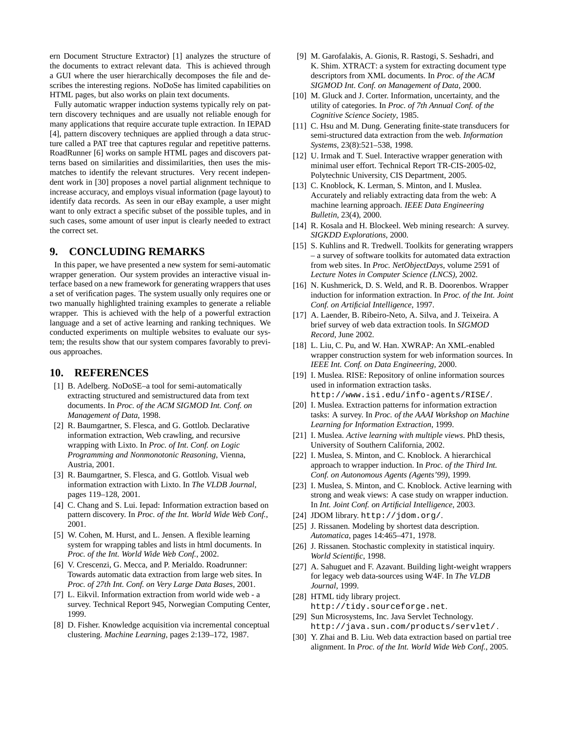ern Document Structure Extractor) [1] analyzes the structure of the documents to extract relevant data. This is achieved through a GUI where the user hierarchically decomposes the file and describes the interesting regions. NoDoSe has limited capabilities on HTML pages, but also works on plain text documents.

Fully automatic wrapper induction systems typically rely on pattern discovery techniques and are usually not reliable enough for many applications that require accurate tuple extraction. In IEPAD [4], pattern discovery techniques are applied through a data structure called a PAT tree that captures regular and repetitive patterns. RoadRunner [6] works on sample HTML pages and discovers patterns based on similarities and dissimilarities, then uses the mismatches to identify the relevant structures. Very recent independent work in [30] proposes a novel partial alignment technique to increase accuracy, and employs visual information (page layout) to identify data records. As seen in our eBay example, a user might want to only extract a specific subset of the possible tuples, and in such cases, some amount of user input is clearly needed to extract the correct set.

## 9. CONCLUDING REMARKS

In this paper, we have presented a new system for semi-automatic wrapper generation. Our system provides an interactive visual interface based on a new framework for generating wrappers that uses a set of verification pages. The system usually only requires one or two manually highlighted training examples to generate a reliable wrapper. This is achieved with the help of a powerful extraction language and a set of active learning and ranking techniques. We conducted experiments on multiple websites to evaluate our system; the results show that our system compares favorably to previous approaches.

## 10. REFERENCES

[1] B. Adelberg. NoDoSE–a tool for semi-automatically extracting structured and semistructured data from text documents. In *Proc. of the ACM SIGMOD Int. Conf. on Management of Data*, 1998.

[2] R. Baumgartner, S. Flesca, and G. Gottlob. Declarative information extraction, Web crawling, and recursive wrapping with Lixto. In *Proc. of Int. Conf. on Logic Programming and Nonmonotonic Reasoning*, Vienna, Austria, 2001.

[3] R. Baumgartner, S. Flesca, and G. Gottlob. Visual web information extraction with Lixto. In *The VLDB Journal*, pages 119–128, 2001.

[4] C. Chang and S. Lui. Iepad: Information extraction based on pattern discovery. In *Proc. of the Int. World Wide Web Conf.*, 2001.

[5] W. Cohen, M. Hurst, and L. Jensen. A flexible learning system for wrapping tables and lists in html documents. In *Proc. of the Int. World Wide Web Conf.*, 2002.

[6] V. Crescenzi, G. Mecca, and P. Merialdo. Roadrunner: Towards automatic data extraction from large web sites. In *Proc. of 27th Int. Conf. on Very Large Data Bases*, 2001.

[7] L. Eikvil. Information extraction from world wide web - a survey. Technical Report 945, Norwegian Computing Center, 1999.

[8] D. Fisher. Knowledge acquisition via incremental conceptual clustering. *Machine Learning*, pages 2:139–172, 1987.

[9] M. Garofalakis, A. Gionis, R. Rastogi, S. Seshadri, and K. Shim. XTRACT: a system for extracting document type descriptors from XML documents. In *Proc. of the ACM SIGMOD Int. Conf. on Management of Data*, 2000.

[10] M. Gluck and J. Corter. Information, uncertainty, and the utility of categories. In *Proc. of 7th Annual Conf. of the Cognitive Science Society*, 1985.

[11] C. Hsu and M. Dung. Generating finite-state transducers for semi-structured data extraction from the web. *Information Systems*, 23(8):521–538, 1998.

[12] U. Irmak and T. Suel. Interactive wrapper generation with minimal user effort. Technical Report TR-CIS-2005-02, Polytechnic University, CIS Department, 2005.

[13] C. Knoblock, K. Lerman, S. Minton, and I. Muslea. Accurately and reliably extracting data from the web: A machine learning approach. *IEEE Data Engineering Bulletin*, 23(4), 2000.

[14] R. Kosala and H. Blockeel. Web mining research: A survey. *SIGKDD Explorations*, 2000.

[15] S. Kuhlins and R. Tredwell. Toolkits for generating wrappers – a survey of software toolkits for automated data extraction from web sites. In *Proc. NetObjectDays*, volume 2591 of *Lecture Notes in Computer Science (LNCS)*, 2002.

[16] N. Kushmerick, D. S. Weld, and R. B. Doorenbos. Wrapper induction for information extraction. In *Proc. of the Int. Joint Conf. on Artificial Intelligence*, 1997.

[17] A. Laender, B. Ribeiro-Neto, A. Silva, and J. Teixeira. A brief survey of web data extraction tools. In *SIGMOD Record*, June 2002.

[18] L. Liu, C. Pu, and W. Han. XWRAP: An XML-enabled wrapper construction system for web information sources. In *IEEE Int. Conf. on Data Engineering*, 2000.

[19] I. Muslea. RISE: Repository of online information sources used in information extraction tasks. `http://www.isi.edu/info-agents/RISE/`.

[20] I. Muslea. Extraction patterns for information extraction tasks: A survey. In *Proc. of the AAAI Workshop on Machine Learning for Information Extraction*, 1999.

[21] I. Muslea. *Active learning with multiple views*. PhD thesis, University of Southern California, 2002.

[22] I. Muslea, S. Minton, and C. Knoblock. A hierarchical approach to wrapper induction. In *Proc. of the Third Int. Conf. on Autonomous Agents (Agents'99)*, 1999.

[23] I. Muslea, S. Minton, and C. Knoblock. Active learning with strong and weak views: A case study on wrapper induction. In *Int. Joint Conf. on Artificial Intelligence*, 2003.

[24] JDOM library. `http://jdom.org/`.

[25] J. Rissanen. Modeling by shortest data description. *Automatica*, pages 14:465–471, 1978.

[26] J. Rissanen. Stochastic complexity in statistical inquiry. *World Scientific*, 1998.

[27] A. Sahuguet and F. Azavant. Building light-weight wrappers for legacy web data-sources using W4F. In *The VLDB Journal*, 1999.

[28] HTML tidy library project. `http://tidy.sourceforge.net`.

[29] Sun Microsystems, Inc. Java Servlet Technology. `http://java.sun.com/products/servlet/`.

[30] Y. Zhai and B. Liu. Web data extraction based on partial tree alignment. In *Proc. of the Int. World Wide Web Conf.*, 2005.